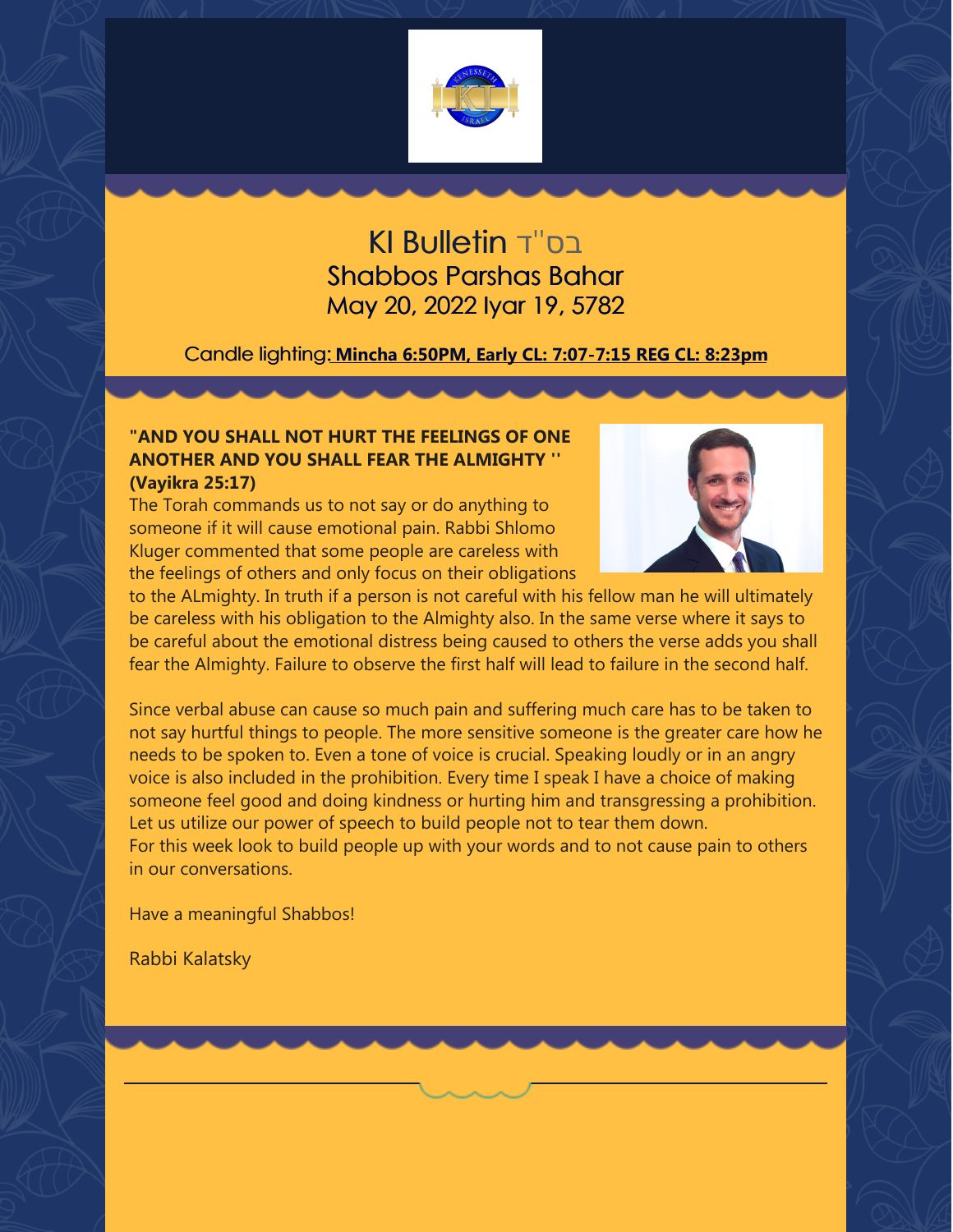# KI Bulletin בס"ד

## Shabbos Parshas Bahar

May 20, 2022 Iyar 19, 5782

Candle lighting: **Mincha 6:50PM, Early CL: 7:07-7:15 REG CL: 8:23pm**

**"AND YOU SHALL NOT HURT THE FEELINGS OF ONE ANOTHER AND YOU SHALL FEAR THE ALMIGHTY '' (Vayikra 25:17)**

The Torah commands us to not say or do anything to someone if it will cause emotional pain. Rabbi Shlomo Kluger commented that some people are careless with the feelings of others and only focus on their obligations to the ALmighty. In truth if a person is not careful with his fellow man he will ultimately be careless with his obligation to the Almighty also. In the same verse where it says to be careful about the emotional distress being caused to others the verse adds you shall fear the Almighty. Failure to observe the first half will lead to failure in the second half.

Since verbal abuse can cause so much pain and suffering much care has to be taken to not say hurtful things to people. The more sensitive someone is the greater care how he needs to be spoken to. Even a tone of voice is crucial. Speaking loudly or in an angry voice is also included in the prohibition. Every time I speak I have a choice of making someone feel good and doing kindness or hurting him and transgressing a prohibition. Let us utilize our power of speech to build people not to tear them down.
For this week look to build people up with your words and to not cause pain to others in our conversations.

Have a meaningful Shabbos!

Rabbi Kalatsky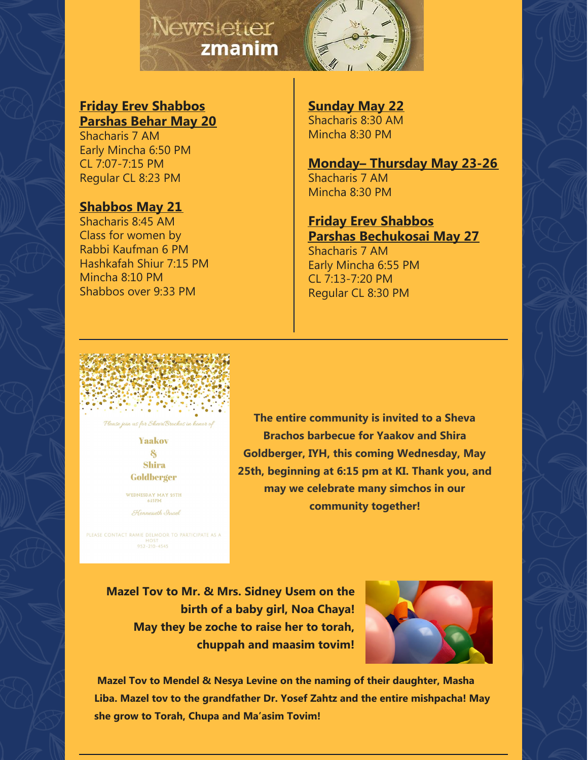# Newsletter zmanim

**Friday Erev Shabbos Parshas Behar May 20**

Shacharis 7 AM
Early Mincha 6:50 PM
CL 7:07-7:15 PM
Regular CL 8:23 PM

**Shabbos May 21**

Shacharis 8:45 AM
Class for women by Rabbi Kaufman 6 PM
Hashkafah Shiur 7:15 PM
Mincha 8:10 PM
Shabbos over 9:33 PM

**Sunday May 22**

Shacharis 8:30 AM
Mincha 8:30 PM

**Monday– Thursday May 23-26**

Shacharis 7 AM
Mincha 8:30 PM

**Friday Erev Shabbos Parshas Bechukosai May 27**

Shacharis 7 AM
Early Mincha 6:55 PM
CL 7:13-7:20 PM
Regular CL 8:30 PM

---

*Please join us for Sheva Brachos in honor of*

Yaakov & Shira Goldberger

WEDNESDAY MAY 25TH
6:15PM

*Kenesseth Israel*

PLEASE CONTACT RAMIE DELMOOR TO PARTICIPATE AS A HOST
952-210-4545

**The entire community is invited to a Sheva Brachos barbecue for Yaakov and Shira Goldberger, IYH, this coming Wednesday, May 25th, beginning at 6:15 pm at KI. Thank you, and may we celebrate many simchos in our community together!**

**Mazel Tov to Mr. & Mrs. Sidney Usem on the birth of a baby girl, Noa Chaya! May they be zoche to raise her to torah, chuppah and maasim tovim!**

**Mazel Tov to Mendel & Nesya Levine on the naming of their daughter, Masha Liba. Mazel tov to the grandfather Dr. Yosef Zahtz and the entire mishpacha! May she grow to Torah, Chupa and Ma'asim Tovim!**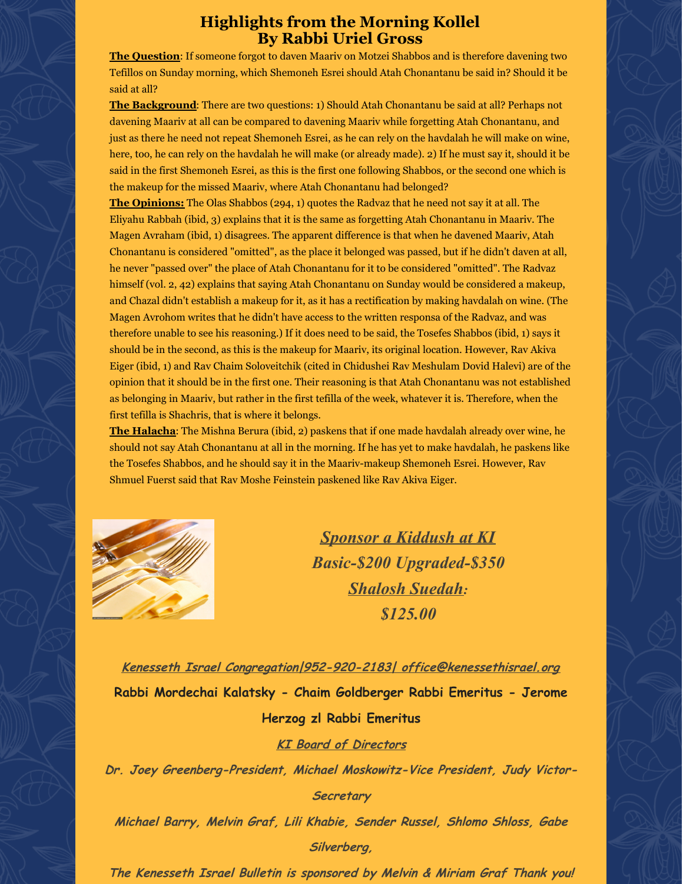# Highlights from the Morning Kollel
# By Rabbi Uriel Gross

**The Question**: If someone forgot to daven Maariv on Motzei Shabbos and is therefore davening two Tefillos on Sunday morning, which Shemoneh Esrei should Atah Chonantanu be said in? Should it be said at all?

**The Background**: There are two questions: 1) Should Atah Chonantanu be said at all? Perhaps not davening Maariv at all can be compared to davening Maariv while forgetting Atah Chonantanu, and just as there he need not repeat Shemoneh Esrei, as he can rely on the havdalah he will make on wine, here, too, he can rely on the havdalah he will make (or already made). 2) If he must say it, should it be said in the first Shemoneh Esrei, as this is the first one following Shabbos, or the second one which is the makeup for the missed Maariv, where Atah Chonantanu had belonged?

**The Opinions:** The Olas Shabbos (294, 1) quotes the Radvaz that he need not say it at all. The Eliyahu Rabbah (ibid, 3) explains that it is the same as forgetting Atah Chonantanu in Maariv. The Magen Avraham (ibid, 1) disagrees. The apparent difference is that when he davened Maariv, Atah Chonantanu is considered "omitted", as the place it belonged was passed, but if he didn't daven at all, he never "passed over" the place of Atah Chonantanu for it to be considered "omitted". The Radvaz himself (vol. 2, 42) explains that saying Atah Chonantanu on Sunday would be considered a makeup, and Chazal didn't establish a makeup for it, as it has a rectification by making havdalah on wine. (The Magen Avrohom writes that he didn't have access to the written responsa of the Radvaz, and was therefore unable to see his reasoning.) If it does need to be said, the Tosefes Shabbos (ibid, 1) says it should be in the second, as this is the makeup for Maariv, its original location. However, Rav Akiva Eiger (ibid, 1) and Rav Chaim Soloveitchik (cited in Chidushei Rav Meshulam Dovid Halevi) are of the opinion that it should be in the first one. Their reasoning is that Atah Chonantanu was not established as belonging in Maariv, but rather in the first tefilla of the week, whatever it is. Therefore, when the first tefilla is Shachris, that is where it belongs.

**The Halacha**: The Mishna Berura (ibid, 2) paskens that if one made havdalah already over wine, he should not say Atah Chonantanu at all in the morning. If he has yet to make havdalah, he paskens like the Tosefes Shabbos, and he should say it in the Maariv-makeup Shemoneh Esrei. However, Rav Shmuel Fuerst said that Rav Moshe Feinstein paskened like Rav Akiva Eiger.

***Sponsor a Kiddush at KI***

***Basic-$200 Upgraded-$350***

***Shalosh Suedah:***

***$125.00***

*Kenesseth Israel Congregation|952-920-2183| office@kenessethisrael.org*

**Rabbi Mordechai Kalatsky - Chaim Goldberger Rabbi Emeritus - Jerome Herzog zl Rabbi Emeritus**

*KI Board of Directors*

*Dr. Joey Greenberg-President, Michael Moskowitz-Vice President, Judy Victor-Secretary*

*Michael Barry, Melvin Graf, Lili Khabie, Sender Russel, Shlomo Shloss, Gabe Silverberg,*

*The Kenesseth Israel Bulletin is sponsored by Melvin & Miriam Graf Thank you!*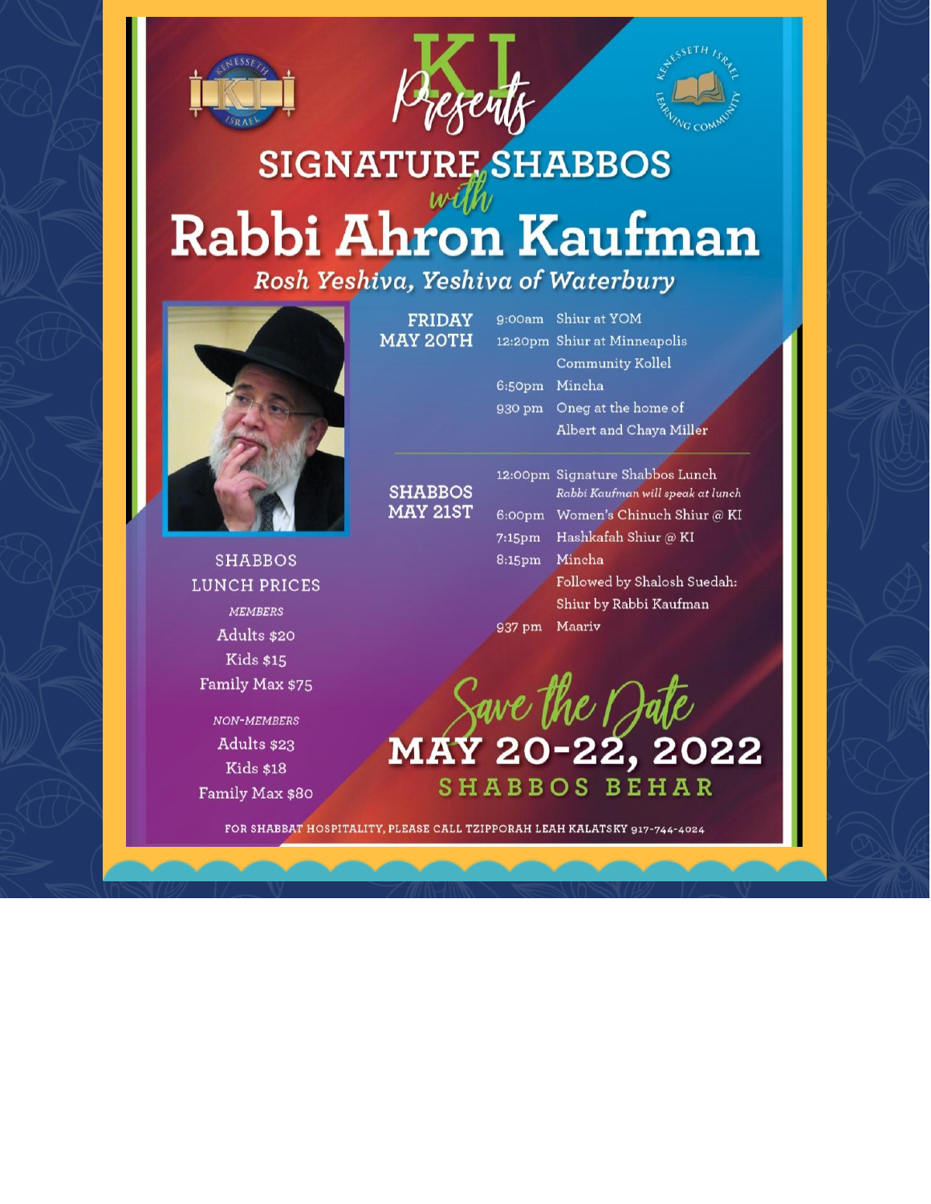# KI Presents

## SIGNATURE SHABBOS with Rabbi Ahron Kaufman

*Rosh Yeshiva, Yeshiva of Waterbury*

**FRIDAY MAY 20TH**

| | |
|---|---|
| 9:00am | Shiur at YOM |
| 12:20pm | Shiur at Minneapolis Community Kollel |
| 6:50pm | Mincha |
| 930 pm | Oneg at the home of Albert and Chaya Miller |

**SHABBOS MAY 21ST**

| | |
|---|---|
| 12:00pm | Signature Shabbos Lunch *Rabbi Kaufman will speak at lunch* |
| 6:00pm | Women's Chinuch Shiur @ KI |
| 7:15pm | Hashkafah Shiur @ KI |
| 8:15pm | Mincha Followed by Shalosh Suedah: Shiur by Rabbi Kaufman |
| 937 pm | Maariv |

### SHABBOS LUNCH PRICES

*MEMBERS*

Adults $20
Kids $15
Family Max $75

*NON-MEMBERS*

Adults $23
Kids $18
Family Max $80

## Save the Date

## MAY 20-22, 2022

### SHABBOS BEHAR

FOR SHABBAT HOSPITALITY, PLEASE CALL TZIPPORAH LEAH KALATSKY 917-744-4024